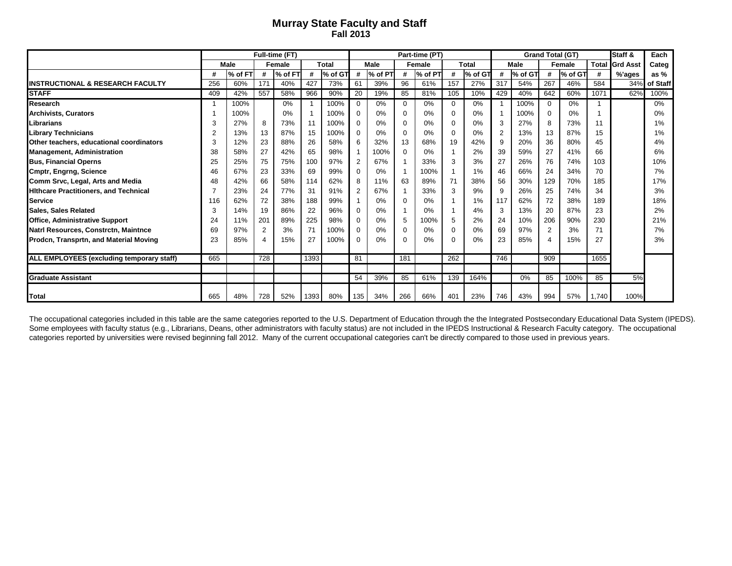# Murray State Faculty and Staff

## Fall 2013

| | Full-time (FT) | | | | | | Part-time (PT) | | | | | | Grand Total (GT) | | | | | Staff & | Each |
|---|---|---|---|---|---|---|---|---|---|---|---|---|---|---|---|---|---|---|---|
| | Male | | Female | | Total | | Male | | Female | | Total | | Male | | Female | | Total | Grd Asst | Categ |
| | # | % of FT | # | % of FT | # | % of GT | # | % of PT | # | % of PT | # | % of GT | # | % of GT | # | % of GT | # | %'ages | as % |
| **INSTRUCTIONAL & RESEARCH FACULTY** | 256 | 60% | 171 | 40% | 427 | 73% | 61 | 39% | 96 | 61% | 157 | 27% | 317 | 54% | 267 | 46% | 584 | 34% | of Staff |
| **STAFF** | 409 | 42% | 557 | 58% | 966 | 90% | 20 | 19% | 85 | 81% | 105 | 10% | 429 | 40% | 642 | 60% | 1071 | 62% | 100% |
| **Research** | 1 | 100% | | 0% | 1 | 100% | 0 | 0% | 0 | 0% | 0 | 0% | 1 | 100% | 0 | 0% | 1 | | 0% |
| **Archivists, Curators** | 1 | 100% | | 0% | 1 | 100% | 0 | 0% | 0 | 0% | 0 | 0% | 1 | 100% | 0 | 0% | 1 | | 0% |
| **Librarians** | 3 | 27% | 8 | 73% | 11 | 100% | 0 | 0% | 0 | 0% | 0 | 0% | 3 | 27% | 8 | 73% | 11 | | 1% |
| **Library Technicians** | 2 | 13% | 13 | 87% | 15 | 100% | 0 | 0% | 0 | 0% | 0 | 0% | 2 | 13% | 13 | 87% | 15 | | 1% |
| **Other teachers, educational coordinators** | 3 | 12% | 23 | 88% | 26 | 58% | 6 | 32% | 13 | 68% | 19 | 42% | 9 | 20% | 36 | 80% | 45 | | 4% |
| **Management, Administration** | 38 | 58% | 27 | 42% | 65 | 98% | 1 | 100% | 0 | 0% | 1 | 2% | 39 | 59% | 27 | 41% | 66 | | 6% |
| **Bus, Financial Operns** | 25 | 25% | 75 | 75% | 100 | 97% | 2 | 67% | 1 | 33% | 3 | 3% | 27 | 26% | 76 | 74% | 103 | | 10% |
| **Cmptr, Engrng, Science** | 46 | 67% | 23 | 33% | 69 | 99% | 0 | 0% | 1 | 100% | 1 | 1% | 46 | 66% | 24 | 34% | 70 | | 7% |
| **Comm Srvc, Legal, Arts and Media** | 48 | 42% | 66 | 58% | 114 | 62% | 8 | 11% | 63 | 89% | 71 | 38% | 56 | 30% | 129 | 70% | 185 | | 17% |
| **Hlthcare Practitioners, and Technical** | 7 | 23% | 24 | 77% | 31 | 91% | 2 | 67% | 1 | 33% | 3 | 9% | 9 | 26% | 25 | 74% | 34 | | 3% |
| **Service** | 116 | 62% | 72 | 38% | 188 | 99% | 1 | 0% | 0 | 0% | 1 | 1% | 117 | 62% | 72 | 38% | 189 | | 18% |
| **Sales, Sales Related** | 3 | 14% | 19 | 86% | 22 | 96% | 0 | 0% | 1 | 0% | 1 | 4% | 3 | 13% | 20 | 87% | 23 | | 2% |
| **Office, Administrative Support** | 24 | 11% | 201 | 89% | 225 | 98% | 0 | 0% | 5 | 100% | 5 | 2% | 24 | 10% | 206 | 90% | 230 | | 21% |
| **Natrl Resources, Constrctn, Maintnce** | 69 | 97% | 2 | 3% | 71 | 100% | 0 | 0% | 0 | 0% | 0 | 0% | 69 | 97% | 2 | 3% | 71 | | 7% |
| **Prodcn, Transprtn, and Material Moving** | 23 | 85% | 4 | 15% | 27 | 100% | 0 | 0% | 0 | 0% | 0 | 0% | 23 | 85% | 4 | 15% | 27 | | 3% |
| **ALL EMPLOYEES (excluding temporary staff)** | 665 | | 728 | | 1393 | | 81 | | 181 | | 262 | | 746 | | 909 | | 1655 | | |
| **Graduate Assistant** | | | | | | | 54 | 39% | 85 | 61% | 139 | 164% | | 0% | 85 | 100% | 85 | 5% | |
| **Total** | 665 | 48% | 728 | 52% | 1393 | 80% | 135 | 34% | 266 | 66% | 401 | 23% | 746 | 43% | 994 | 57% | 1,740 | 100% | |

The occupational categories included in this table are the same categories reported to the U.S. Department of Education through the the Integrated Postsecondary Educational Data System (IPEDS). Some employees with faculty status (e.g., Librarians, Deans, other administrators with faculty status) are not included in the IPEDS Instructional & Research Faculty category. The occupational categories reported by universities were revised beginning fall 2012. Many of the current occupational categories can't be directly compared to those used in previous years.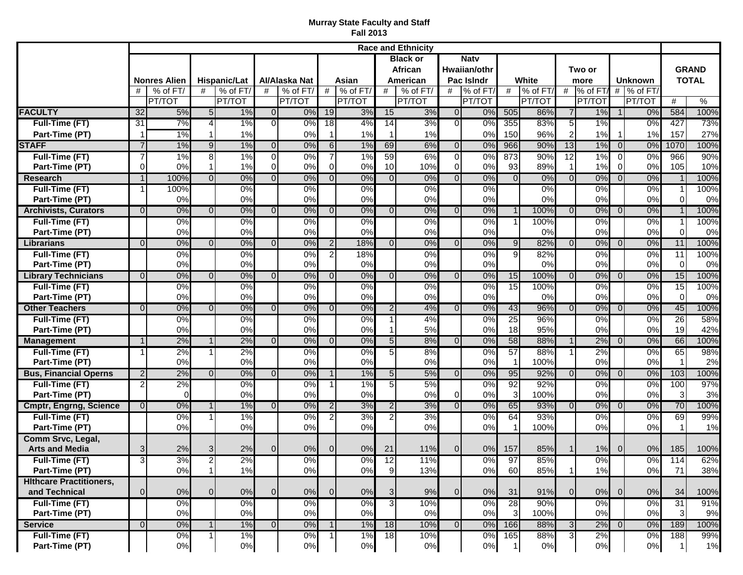# Murray State Faculty and Staff
## Fall 2013

| | Race and Ethnicity | | | | | | | | | | | | | | | | | | | |
|---|---|---|---|---|---|---|---|---|---|---|---|---|---|---|---|---|---|---|---|---|
| | Nonres Alien | | Hispanic/Lat | | AI/Alaska Nat | | Asian | | Black or African American | | Natv Hwaiian/othr Pac Islndr | | White | | Two or more | | Unknown | | GRAND TOTAL | |
| | # | % of FT/ PT/TOT | # | % of FT/ PT/TOT | # | % of FT/ PT/TOT | # | % of FT/ PT/TOT | # | % of FT/ PT/TOT | # | % of FT/ PT/TOT | # | % of FT/ PT/TOT | # | % of FT/ PT/TOT | # | % of FT/ PT/TOT | # | % |
| **FACULTY** | 32 | 5% | 5 | 1% | 0 | 0% | 19 | 3% | 15 | 3% | 0 | 0% | 505 | 86% | 7 | 1% | 1 | 0% | 584 | 100% |
| **Full-Time (FT)** | 31 | 7% | 4 | 1% | 0 | 0% | 18 | 4% | 14 | 3% | 0 | 0% | 355 | 83% | 5 | 1% | | 0% | 427 | 73% |
| **Part-Time (PT)** | 1 | 1% | 1 | 1% | | 0% | 1 | 1% | 1 | 1% | | 0% | 150 | 96% | 2 | 1% | 1 | 1% | 157 | 27% |
| **STAFF** | 7 | 1% | 9 | 1% | 0 | 0% | 6 | 1% | 69 | 6% | 0 | 0% | 966 | 90% | 13 | 1% | 0 | 0% | 1070 | 100% |
| **Full-Time (FT)** | 7 | 1% | 8 | 1% | 0 | 0% | 7 | 1% | 59 | 6% | 0 | 0% | 873 | 90% | 12 | 1% | 0 | 0% | 966 | 90% |
| **Part-Time (PT)** | 0 | 0% | 1 | 1% | 0 | 0% | 0 | 0% | 10 | 10% | 0 | 0% | 93 | 89% | 1 | 1% | 0 | 0% | 105 | 10% |
| **Research** | 1 | 100% | 0 | 0% | 0 | 0% | 0 | 0% | 0 | 0% | 0 | 0% | 0 | 0% | 0 | 0% | 0 | 0% | 1 | 100% |
| **Full-Time (FT)** | 1 | 100% | | 0% | | 0% | | 0% | | 0% | | 0% | | 0% | | 0% | | 0% | 1 | 100% |
| **Part-Time (PT)** | | 0% | | 0% | | 0% | | 0% | | 0% | | 0% | | 0% | | 0% | | 0% | 0 | 0% |
| **Archivists, Curators** | 0 | 0% | 0 | 0% | 0 | 0% | 0 | 0% | 0 | 0% | 0 | 0% | 1 | 100% | 0 | 0% | 0 | 0% | 1 | 100% |
| **Full-Time (FT)** | | 0% | | 0% | | 0% | | 0% | | 0% | | 0% | 1 | 100% | | 0% | | 0% | 1 | 100% |
| **Part-Time (PT)** | | 0% | | 0% | | 0% | | 0% | | 0% | | 0% | | 0% | | 0% | | 0% | 0 | 0% |
| **Librarians** | 0 | 0% | 0 | 0% | 0 | 0% | 2 | 18% | 0 | 0% | 0 | 0% | 9 | 82% | 0 | 0% | 0 | 0% | 11 | 100% |
| **Full-Time (FT)** | | 0% | | 0% | | 0% | 2 | 18% | | 0% | | 0% | 9 | 82% | | 0% | | 0% | 11 | 100% |
| **Part-Time (PT)** | | 0% | | 0% | | 0% | | 0% | | 0% | | 0% | | 0% | | 0% | | 0% | 0 | 0% |
| **Library Technicians** | 0 | 0% | 0 | 0% | 0 | 0% | 0 | 0% | 0 | 0% | 0 | 0% | 15 | 100% | 0 | 0% | 0 | 0% | 15 | 100% |
| **Full-Time (FT)** | | 0% | | 0% | | 0% | | 0% | | 0% | | 0% | 15 | 100% | | 0% | | 0% | 15 | 100% |
| **Part-Time (PT)** | | 0% | | 0% | | 0% | | 0% | | 0% | | 0% | | 0% | | 0% | | 0% | 0 | 0% |
| **Other Teachers** | 0 | 0% | 0 | 0% | 0 | 0% | 0 | 0% | 2 | 4% | 0 | 0% | 43 | 96% | 0 | 0% | 0 | 0% | 45 | 100% |
| **Full-Time (FT)** | | 0% | | 0% | | 0% | | 0% | 1 | 4% | | 0% | 25 | 96% | | 0% | | 0% | 26 | 58% |
| **Part-Time (PT)** | | 0% | | 0% | | 0% | | 0% | 1 | 5% | | 0% | 18 | 95% | | 0% | | 0% | 19 | 42% |
| **Management** | 1 | 2% | 1 | 2% | 0 | 0% | 0 | 0% | 5 | 8% | 0 | 0% | 58 | 88% | 1 | 2% | 0 | 0% | 66 | 100% |
| **Full-Time (FT)** | 1 | 2% | 1 | 2% | | 0% | | 0% | 5 | 8% | | 0% | 57 | 88% | 1 | 2% | | 0% | 65 | 98% |
| **Part-Time (PT)** | | 0% | | 0% | | 0% | | 0% | | 0% | | 0% | 1 | 100% | | 0% | | 0% | 1 | 2% |
| **Bus, Financial Operns** | 2 | 2% | 0 | 0% | 0 | 0% | 1 | 1% | 5 | 5% | 0 | 0% | 95 | 92% | 0 | 0% | 0 | 0% | 103 | 100% |
| **Full-Time (FT)** | 2 | 2% | | 0% | | 0% | 1 | 1% | 5 | 5% | | 0% | 92 | 92% | | 0% | | 0% | 100 | 97% |
| **Part-Time (PT)** | | 0 | | 0% | | 0% | | 0% | | 0% | 0 | 0% | 3 | 100% | | 0% | | 0% | 3 | 3% |
| **Cmptr, Engrng, Science** | 0 | 0% | 1 | 1% | 0 | 0% | 2 | 3% | 2 | 3% | 0 | 0% | 65 | 93% | 0 | 0% | 0 | 0% | 70 | 100% |
| **Full-Time (FT)** | | 0% | 1 | 1% | | 0% | 2 | 3% | 2 | 3% | | 0% | 64 | 93% | | 0% | | 0% | 69 | 99% |
| **Part-Time (PT)** | | 0% | | 0% | | 0% | | 0% | | 0% | | 0% | 1 | 100% | | 0% | | 0% | 1 | 1% |
| **Comm Srvc, Legal, Arts and Media** | 3 | 2% | 3 | 2% | 0 | 0% | 0 | 0% | 21 | 11% | 0 | 0% | 157 | 85% | 1 | 1% | 0 | 0% | 185 | 100% |
| **Full-Time (FT)** | 3 | 3% | 2 | 2% | | 0% | | 0% | 12 | 11% | | 0% | 97 | 85% | | 0% | | 0% | 114 | 62% |
| **Part-Time (PT)** | | 0% | 1 | 1% | | 0% | | 0% | 9 | 13% | | 0% | 60 | 85% | 1 | 1% | | 0% | 71 | 38% |
| **Hlthcare Practitioners, and Technical** | 0 | 0% | 0 | 0% | 0 | 0% | 0 | 0% | 3 | 9% | 0 | 0% | 31 | 91% | 0 | 0% | 0 | 0% | 34 | 100% |
| **Full-Time (FT)** | | 0% | | 0% | | 0% | | 0% | 3 | 10% | | 0% | 28 | 90% | | 0% | | 0% | 31 | 91% |
| **Part-Time (PT)** | | 0% | | 0% | | 0% | | 0% | | 0% | | 0% | 3 | 100% | | 0% | | 0% | 3 | 9% |
| **Service** | 0 | 0% | 1 | 1% | 0 | 0% | 1 | 1% | 18 | 10% | 0 | 0% | 166 | 88% | 3 | 2% | 0 | 0% | 189 | 100% |
| **Full-Time (FT)** | | 0% | 1 | 1% | | 0% | 1 | 1% | 18 | 10% | | 0% | 165 | 88% | 3 | 2% | | 0% | 188 | 99% |
| **Part-Time (PT)** | | 0% | | 0% | | 0% | | 0% | | 0% | | 0% | 1 | 0% | | 0% | | 0% | 1 | 1% |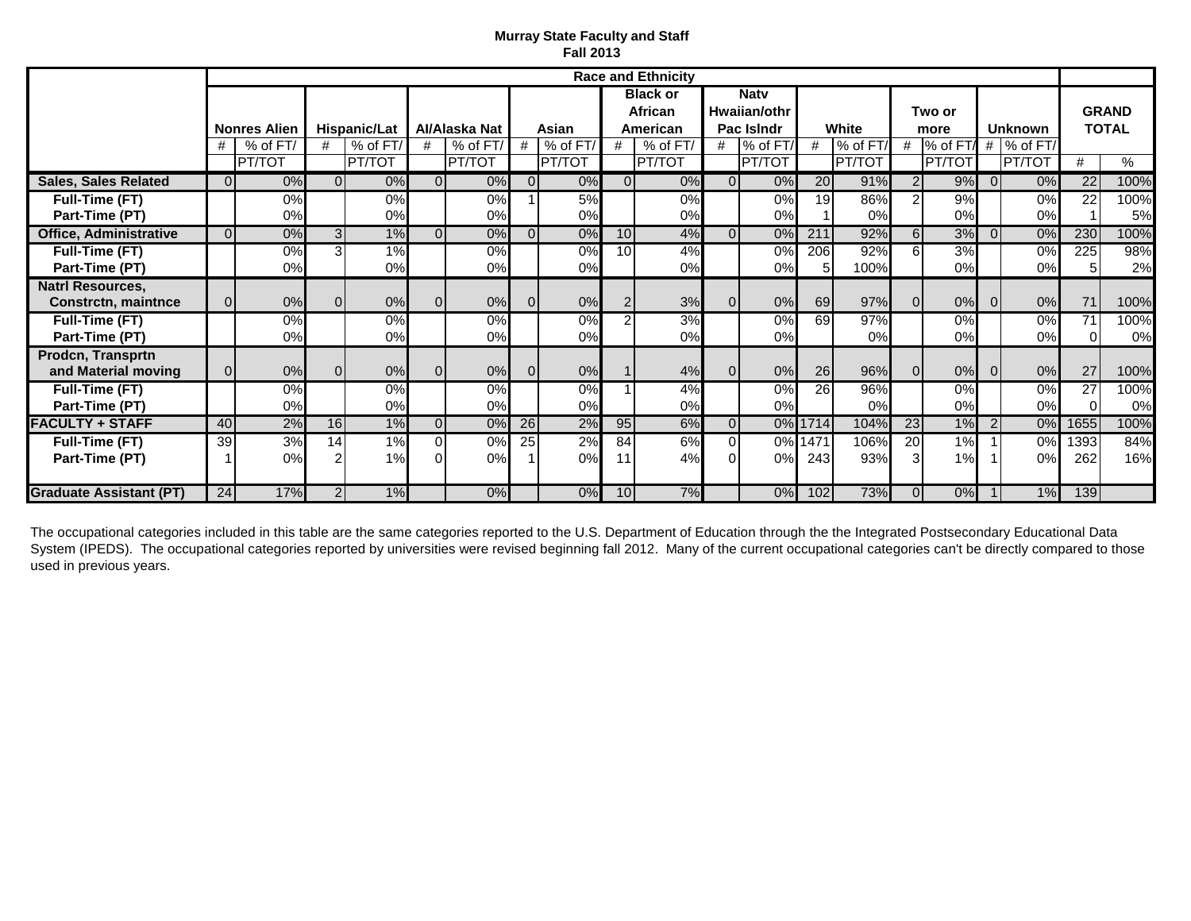**Murray State Faculty and Staff**
**Fall 2013**

| | Race and Ethnicity | | | | | | | | | | | | | | | | | |
|---|---|---|---|---|---|---|---|---|---|---|---|---|---|---|---|---|---|---|
| | Nonres Alien | | Hispanic/Lat | | AI/Alaska Nat | | Asian | | Black or African American | | Natv Hwaiian/othr Pac Islndr | | White | | Two or more | | Unknown | | GRAND TOTAL | |
| | # | % of FT/ PT/TOT | # | % of FT/ PT/TOT | # | % of FT/ PT/TOT | # | % of FT/ PT/TOT | # | % of FT/ PT/TOT | # | % of FT/ PT/TOT | # | % of FT/ PT/TOT | # | % of FT/ PT/TOT | # | % of FT/ PT/TOT | # | % |
| **Sales, Sales Related** | 0 | 0% | 0 | 0% | 0 | 0% | 0 | 0% | 0 | 0% | 0 | 0% | 20 | 91% | 2 | 9% | 0 | 0% | 22 | 100% |
| **Full-Time (FT)** | | 0% | | 0% | | 0% | 1 | 5% | | 0% | | 0% | 19 | 86% | 2 | 9% | | 0% | 22 | 100% |
| **Part-Time (PT)** | | 0% | | 0% | | 0% | | 0% | | 0% | | 0% | 1 | 0% | | 0% | | 0% | 1 | 5% |
| **Office, Administrative** | 0 | 0% | 3 | 1% | 0 | 0% | 0 | 0% | 10 | 4% | 0 | 0% | 211 | 92% | 6 | 3% | 0 | 0% | 230 | 100% |
| **Full-Time (FT)** | | 0% | 3 | 1% | | 0% | | 0% | 10 | 4% | | 0% | 206 | 92% | 6 | 3% | | 0% | 225 | 98% |
| **Part-Time (PT)** | | 0% | | 0% | | 0% | | 0% | | 0% | | 0% | 5 | 100% | | 0% | | 0% | 5 | 2% |
| **Natrl Resources, Constrctn, maintnce** | 0 | 0% | 0 | 0% | 0 | 0% | 0 | 0% | 2 | 3% | 0 | 0% | 69 | 97% | 0 | 0% | 0 | 0% | 71 | 100% |
| **Full-Time (FT)** | | 0% | | 0% | | 0% | | 0% | 2 | 3% | | 0% | 69 | 97% | | 0% | | 0% | 71 | 100% |
| **Part-Time (PT)** | | 0% | | 0% | | 0% | | 0% | | 0% | | 0% | | 0% | | 0% | | 0% | 0 | 0% |
| **Prodcn, Transprtn and Material moving** | 0 | 0% | 0 | 0% | 0 | 0% | 0 | 0% | 1 | 4% | 0 | 0% | 26 | 96% | 0 | 0% | 0 | 0% | 27 | 100% |
| **Full-Time (FT)** | | 0% | | 0% | | 0% | | 0% | 1 | 4% | | 0% | 26 | 96% | | 0% | | 0% | 27 | 100% |
| **Part-Time (PT)** | | 0% | | 0% | | 0% | | 0% | | 0% | | 0% | | 0% | | 0% | | 0% | 0 | 0% |
| **FACULTY + STAFF** | 40 | 2% | 16 | 1% | 0 | 0% | 26 | 2% | 95 | 6% | 0 | 0% | 1714 | 104% | 23 | 1% | 2 | 0% | 1655 | 100% |
| **Full-Time (FT)** | 39 | 3% | 14 | 1% | 0 | 0% | 25 | 2% | 84 | 6% | 0 | 0% | 1471 | 106% | 20 | 1% | 1 | 0% | 1393 | 84% |
| **Part-Time (PT)** | 1 | 0% | 2 | 1% | 0 | 0% | 1 | 0% | 11 | 4% | 0 | 0% | 243 | 93% | 3 | 1% | 1 | 0% | 262 | 16% |
| **Graduate Assistant (PT)** | 24 | 17% | 2 | 1% | | 0% | | 0% | 10 | 7% | | 0% | 102 | 73% | 0 | 0% | 1 | 1% | 139 | |

The occupational categories included in this table are the same categories reported to the U.S. Department of Education through the the Integrated Postsecondary Educational Data System (IPEDS). The occupational categories reported by universities were revised beginning fall 2012. Many of the current occupational categories can't be directly compared to those used in previous years.